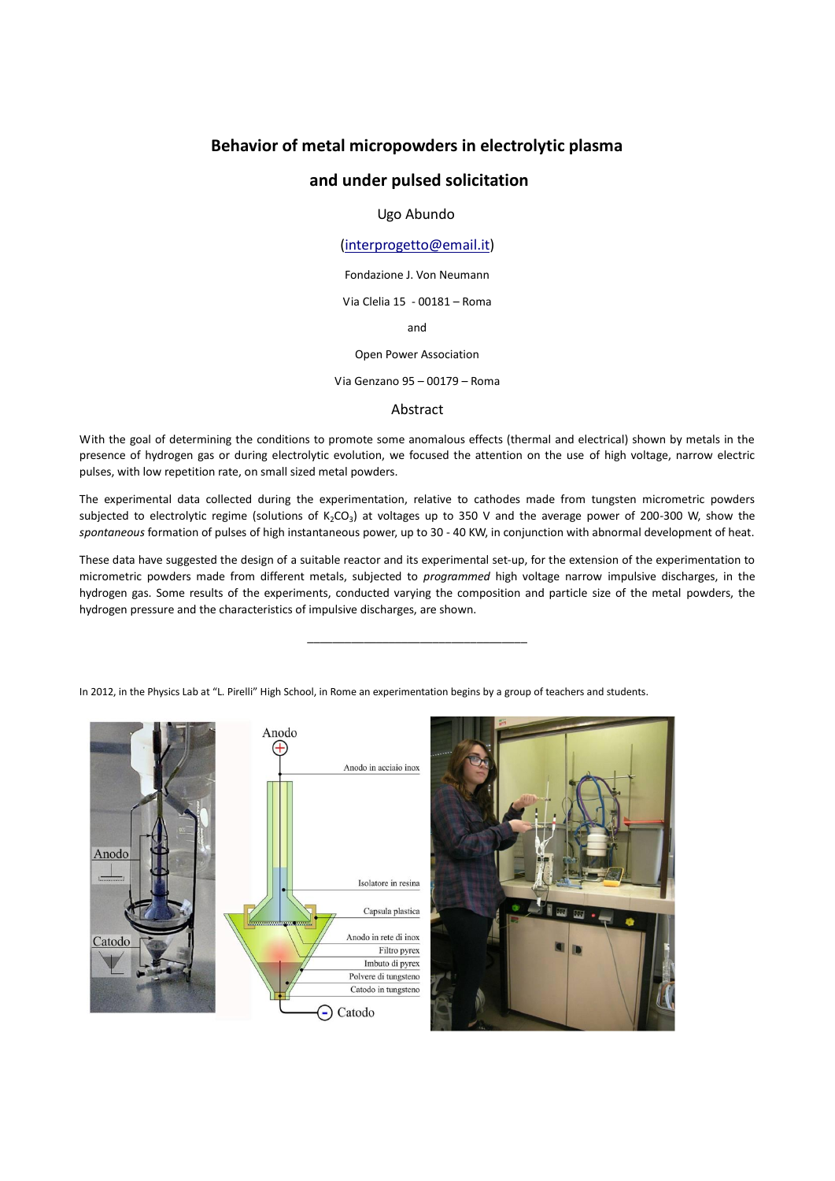# Behavior of metal micropowders in electrolytic plasma

# and under pulsed solicitation

Ugo Abundo

(interprogetto@email.it)

Fondazione J. Von Neumann

Via Clelia 15 - 00181 – Roma

and

Open Power Association

Via Genzano 95 – 00179 – Roma

## Abstract

With the goal of determining the conditions to promote some anomalous effects (thermal and electrical) shown by metals in the presence of hydrogen gas or during electrolytic evolution, we focused the attention on the use of high voltage, narrow electric pulses, with low repetition rate, on small sized metal powders.

The experimental data collected during the experimentation, relative to cathodes made from tungsten micrometric powders subjected to electrolytic regime (solutions of $K_2CO_3$) at voltages up to 350 V and the average power of 200-300 W, show the *spontaneous* formation of pulses of high instantaneous power, up to 30 - 40 KW, in conjunction with abnormal development of heat.

These data have suggested the design of a suitable reactor and its experimental set-up, for the extension of the experimentation to micrometric powders made from different metals, subjected to *programmed* high voltage narrow impulsive discharges, in the hydrogen gas. Some results of the experiments, conducted varying the composition and particle size of the metal powders, the hydrogen pressure and the characteristics of impulsive discharges, are shown.

---

In 2012, in the Physics Lab at "L. Pirelli" High School, in Rome an experimentation begins by a group of teachers and students.

Anodo

Catodo

Anodo

Anodo in acciaio inox

Isolatore in resina

Capsula plastica

Anodo in rete di inox

Filtro pyrex

Imbuto di pyrex

Polvere di tungsteno

Catodo in tungsteno

Catodo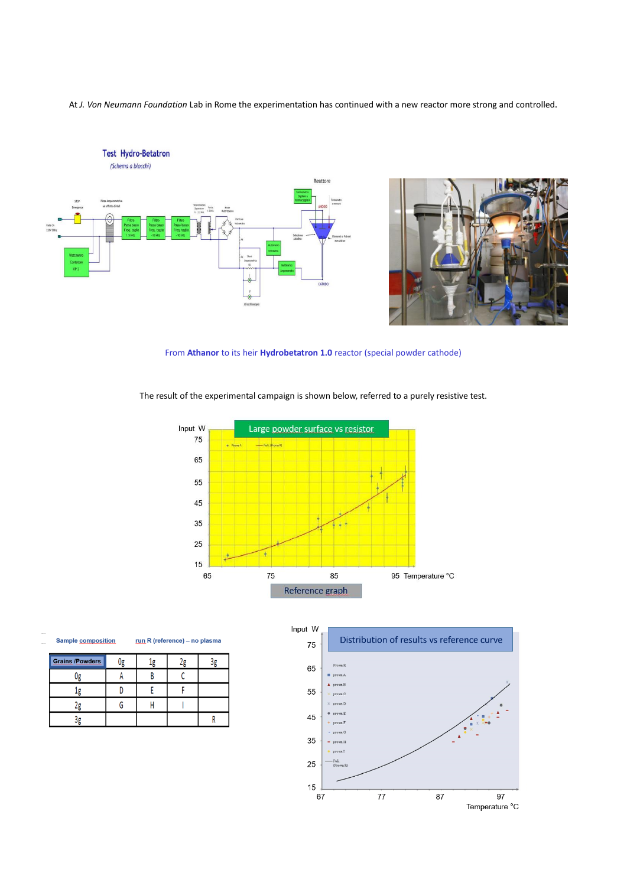At *J. Von Neumann Foundation* Lab in Rome the experimentation has continued with a new reactor more strong and controlled.

From **Athanor** to its heir **Hydrobetatron 1.0** reactor (special powder cathode)

The result of the experimental campaign is shown below, referred to a purely resistive test.

Reference graph

Sample composition    run R (reference) – no plasma

| Grains /Powders | 0g | 1g | 2g | 3g |
|---|---|---|---|---|
| 0g | A | B | C | |
| 1g | D | E | F | |
| 2g | G | H | I | |
| 3g | | | | R |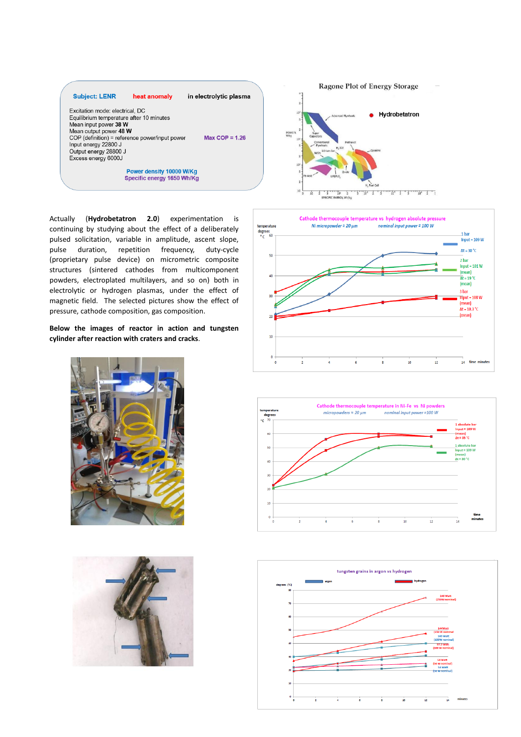**Subject: LENR** **heat anomaly** **in electrolytic plasma**

Excitation mode: electrical, DC
Equilibrium temperature after 10 minutes
Mean input power **38 W**
Mean output power **48 W**
COP (definition) = reference power/input power **Max COP = 1.26**
Input energy 22800 J
Output energy 28800 J
Excess energy 6000J

**Power density 10000 W/Kg**
**Specific energy 1650 Wh/Kg**

Actually (**Hydrobetatron 2.0**) experimentation is continuing by studying about the effect of a deliberately pulsed solicitation, variable in amplitude, ascent slope, pulse duration, repetition frequency, duty-cycle (proprietary pulse device) on micrometric composite structures (sintered cathodes from multicomponent powders, electroplated multilayers, and so on) both in electrolytic or hydrogen plasmas, under the effect of magnetic field. The selected pictures show the effect of pressure, cathode composition, gas composition.

**Below the images of reactor in action and tungsten cylinder after reaction with craters and cracks**.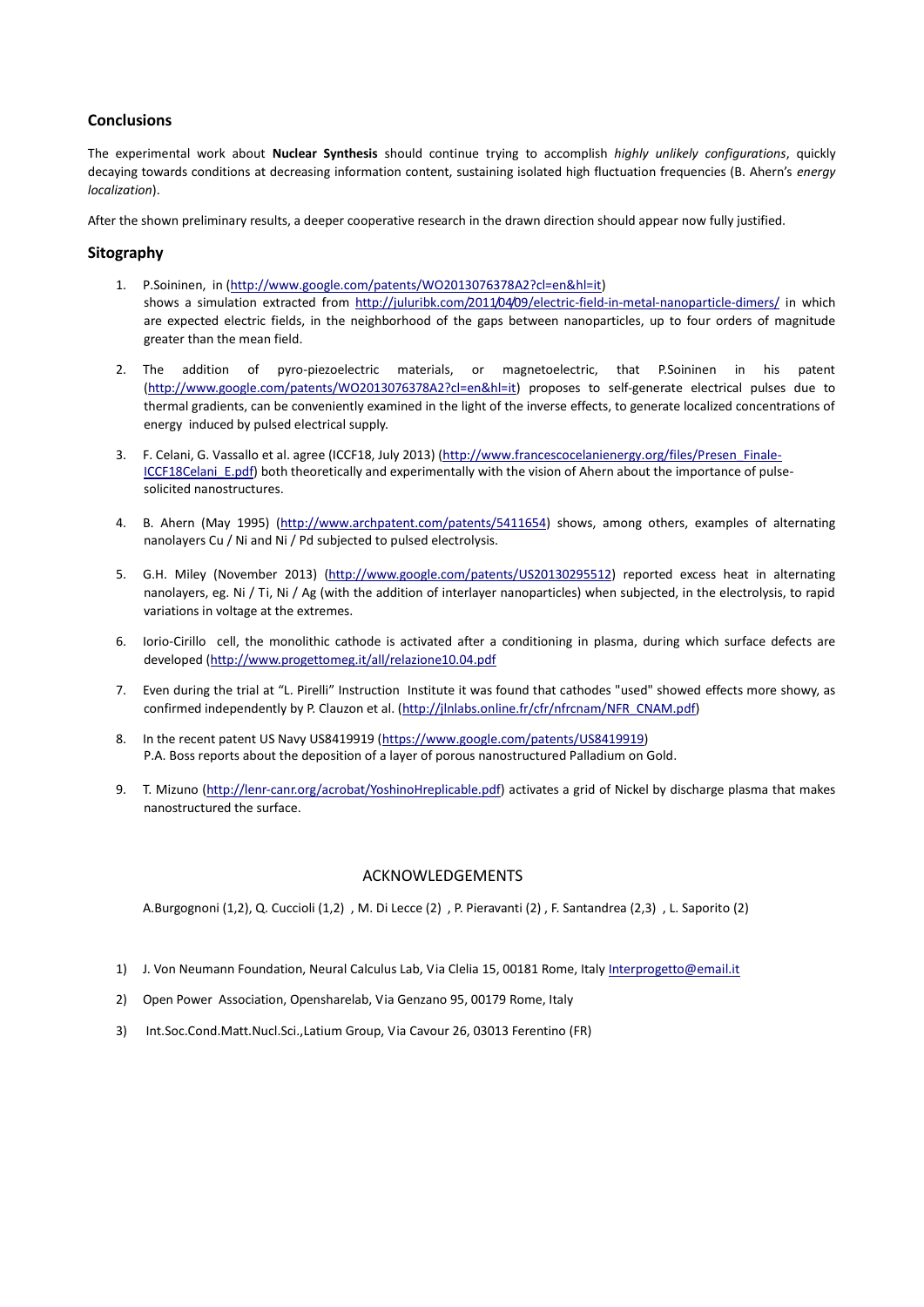## Conclusions

The experimental work about **Nuclear Synthesis** should continue trying to accomplish *highly unlikely configurations*, quickly decaying towards conditions at decreasing information content, sustaining isolated high fluctuation frequencies (B. Ahern's *energy localization*).

After the shown preliminary results, a deeper cooperative research in the drawn direction should appear now fully justified.

## Sitography

1. P.Soininen, in (http://www.google.com/patents/WO2013076378A2?cl=en&hl=it) shows a simulation extracted from http://juluribk.com/2011/04/09/electric-field-in-metal-nanoparticle-dimers/ in which are expected electric fields, in the neighborhood of the gaps between nanoparticles, up to four orders of magnitude greater than the mean field.

2. The addition of pyro-piezoelectric materials, or magnetoelectric, that P.Soininen in his patent (http://www.google.com/patents/WO2013076378A2?cl=en&hl=it) proposes to self-generate electrical pulses due to thermal gradients, can be conveniently examined in the light of the inverse effects, to generate localized concentrations of energy induced by pulsed electrical supply.

3. F. Celani, G. Vassallo et al. agree (ICCF18, July 2013) (http://www.francescocelanienergy.org/files/Presen_Finale-ICCF18Celani_E.pdf) both theoretically and experimentally with the vision of Ahern about the importance of pulse-solicited nanostructures.

4. B. Ahern (May 1995) (http://www.archpatent.com/patents/5411654) shows, among others, examples of alternating nanolayers Cu / Ni and Ni / Pd subjected to pulsed electrolysis.

5. G.H. Miley (November 2013) (http://www.google.com/patents/US20130295512) reported excess heat in alternating nanolayers, eg. Ni / Ti, Ni / Ag (with the addition of interlayer nanoparticles) when subjected, in the electrolysis, to rapid variations in voltage at the extremes.

6. Iorio-Cirillo cell, the monolithic cathode is activated after a conditioning in plasma, during which surface defects are developed (http://www.progettomeg.it/all/relazione10.04.pdf

7. Even during the trial at "L. Pirelli" Instruction Institute it was found that cathodes "used" showed effects more showy, as confirmed independently by P. Clauzon et al. (http://jlnlabs.online.fr/cfr/nfrcnam/NFR_CNAM.pdf)

8. In the recent patent US Navy US8419919 (https://www.google.com/patents/US8419919) P.A. Boss reports about the deposition of a layer of porous nanostructured Palladium on Gold.

9. T. Mizuno (http://lenr-canr.org/acrobat/YoshinoHreplicable.pdf) activates a grid of Nickel by discharge plasma that makes nanostructured the surface.

## ACKNOWLEDGEMENTS

A.Burgognoni (1,2), Q. Cuccioli (1,2) , M. Di Lecce (2) , P. Pieravanti (2) , F. Santandrea (2,3) , L. Saporito (2)

1) J. Von Neumann Foundation, Neural Calculus Lab, Via Clelia 15, 00181 Rome, Italy Interprogetto@email.it
2) Open Power Association, Opensharelab, Via Genzano 95, 00179 Rome, Italy
3) Int.Soc.Cond.Matt.Nucl.Sci.,Latium Group, Via Cavour 26, 03013 Ferentino (FR)